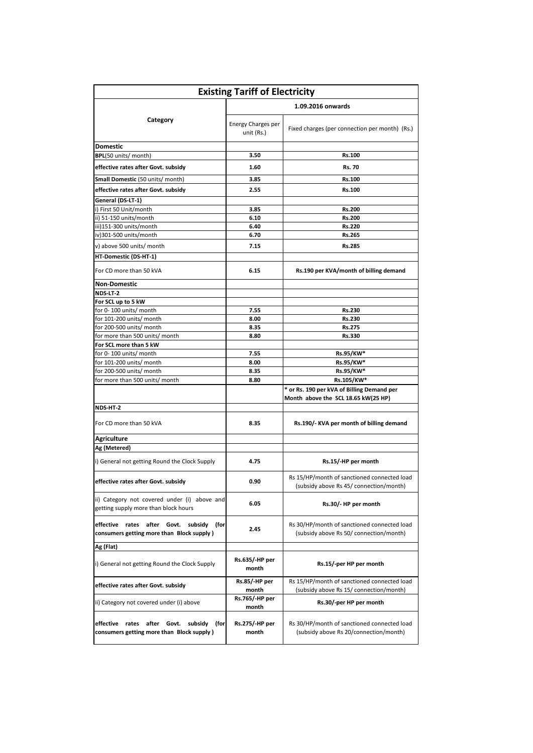| Existing Tariff of Electricity | | |
|---|---|---|
| **Category** | **1.09.2016 onwards** | |
| | Energy Charges per unit (Rs.) | Fixed charges (per connection per month) (Rs.) |
| **Domestic** | | |
| **BPL**(50 units/ month) | **3.50** | **Rs.100** |
| **effective rates after Govt. subsidy** | **1.60** | **Rs. 70** |
| **Small Domestic** (50 units/ month) | **3.85** | **Rs.100** |
| **effective rates after Govt. subsidy** | **2.55** | **Rs.100** |
| **General (DS-LT-1)** | | |
| i) First 50 Unit/month | **3.85** | **Rs.200** |
| ii) 51-150 units/month | **6.10** | **Rs.200** |
| iii)151-300 units/month | **6.40** | **Rs.220** |
| iv)301-500 units/month | **6.70** | **Rs.265** |
| v) above 500 units/ month | **7.15** | **Rs.285** |
| **HT-Domestic (DS-HT-1)** | | |
| For CD more than 50 kVA | **6.15** | **Rs.190 per KVA/month of billing demand** |
| **Non-Domestic** | | |
| **NDS-LT-2** | | |
| **For SCL up to 5 kW** | | |
| for 0- 100 units/ month | **7.55** | **Rs.230** |
| for 101-200 units/ month | **8.00** | **Rs.230** |
| for 200-500 units/ month | **8.35** | **Rs.275** |
| for more than 500 units/ month | **8.80** | **Rs.330** |
| **For SCL more than 5 kW** | | |
| for 0- 100 units/ month | **7.55** | **Rs.95/KW*** |
| for 101-200 units/ month | **8.00** | **Rs.95/KW*** |
| for 200-500 units/ month | **8.35** | **Rs.95/KW*** |
| for more than 500 units/ month | **8.80** | **Rs.105/KW*** |
| | | *** or Rs. 190 per kVA of Billing Demand per Month above the SCL 18.65 kW(25 HP)** |
| **NDS-HT-2** | | |
| For CD more than 50 kVA | **8.35** | **Rs.190/- KVA per month of billing demand** |
| **Agriculture** | | |
| **Ag (Metered)** | | |
| i) General not getting Round the Clock Supply | **4.75** | **Rs.15/-HP per month** |
| **effective rates after Govt. subsidy** | **0.90** | Rs 15/HP/month of sanctioned connected load (subsidy above Rs 45/ connection/month) |
| ii) Category not covered under (i) above and getting supply more than block hours | **6.05** | **Rs.30/- HP per month** |
| **effective rates after Govt. subsidy (for consumers getting more than Block supply )** | **2.45** | Rs 30/HP/month of sanctioned connected load (subsidy above Rs 50/ connection/month) |
| **Ag (Flat)** | | |
| i) General not getting Round the Clock Supply | **Rs.635/-HP per month** | **Rs.15/-per HP per month** |
| **effective rates after Govt. subsidy** | **Rs.85/-HP per month** | Rs 15/HP/month of sanctioned connected load (subsidy above Rs 15/ connection/month) |
| ii) Category not covered under (i) above | **Rs.765/-HP per month** | **Rs.30/-per HP per month** |
| **effective rates after Govt. subsidy (for consumers getting more than Block supply )** | **Rs.275/-HP per month** | Rs 30/HP/month of sanctioned connected load (subsidy above Rs 20/connection/month) |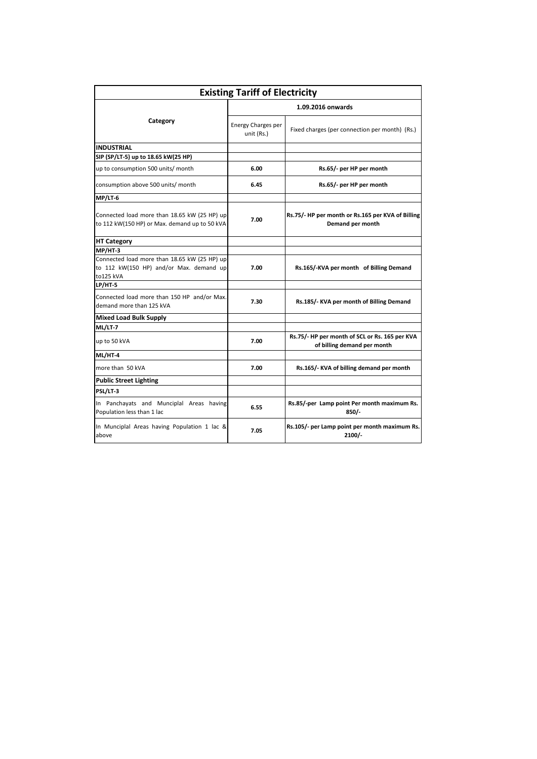| Existing Tariff of Electricity | | |
|---|---|---|
| **Category** | **1.09.2016 onwards** | |
| | Energy Charges per unit (Rs.) | Fixed charges (per connection per month) (Rs.) |
| **INDUSTRIAL** | | |
| **SIP (SP/LT-5) up to 18.65 kW(25 HP)** | | |
| up to consumption 500 units/ month | **6.00** | **Rs.65/- per HP per month** |
| consumption above 500 units/ month | **6.45** | **Rs.65/- per HP per month** |
| **MP/LT-6** | | |
| Connected load more than 18.65 kW (25 HP) up to 112 kW(150 HP) or Max. demand up to 50 kVA | **7.00** | **Rs.75/- HP per month or Rs.165 per KVA of Billing Demand per month** |
| **HT Category** | | |
| **MP/HT-3** | | |
| Connected load more than 18.65 kW (25 HP) up to 112 kW(150 HP) and/or Max. demand up to125 kVA | **7.00** | **Rs.165/-KVA per month of Billing Demand** |
| **LP/HT-5** | | |
| Connected load more than 150 HP and/or Max. demand more than 125 kVA | **7.30** | **Rs.185/- KVA per month of Billing Demand** |
| **Mixed Load Bulk Supply** | | |
| **ML/LT-7** | | |
| up to 50 kVA | **7.00** | **Rs.75/- HP per month of SCL or Rs. 165 per KVA of billing demand per month** |
| **ML/HT-4** | | |
| more than 50 kVA | **7.00** | **Rs.165/- KVA of billing demand per month** |
| **Public Street Lighting** | | |
| **PSL/LT-3** | | |
| In Panchayats and Munciplal Areas having Population less than 1 lac | **6.55** | **Rs.85/-per Lamp point Per month maximum Rs. 850/-** |
| In Munciplal Areas having Population 1 lac & above | **7.05** | **Rs.105/- per Lamp point per month maximum Rs. 2100/-** |